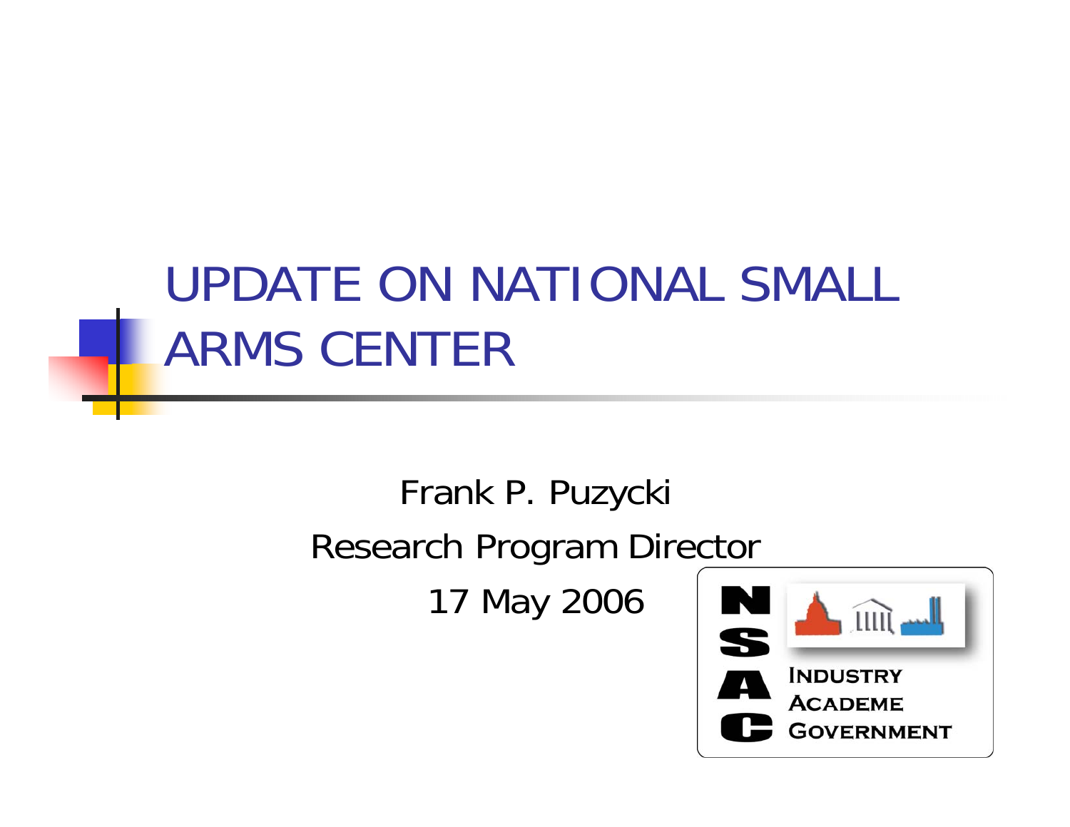# UPDATE ON NATIONAL SMALL ARMS CENTER

Frank P. Puzycki

Research Program Director

17 May 2006

NSAC

INDUSTRY
ACADEME
GOVERNMENT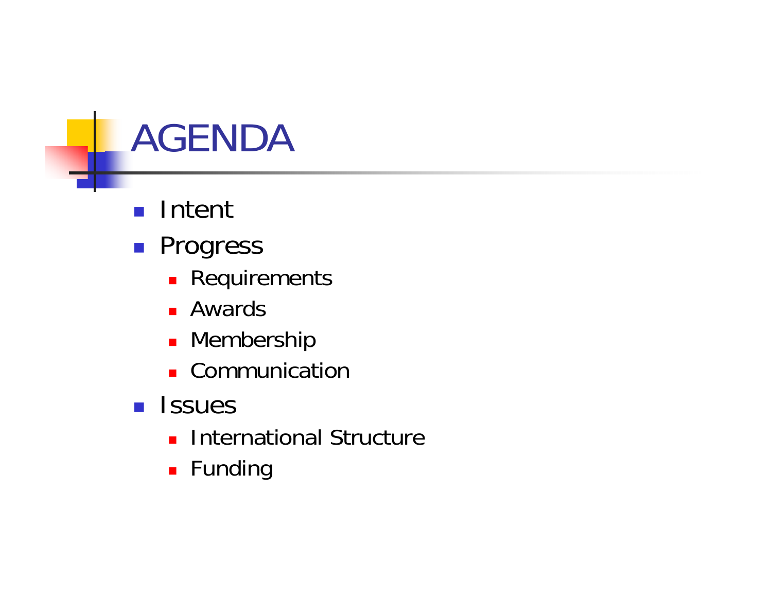# AGENDA

- Intent
- Progress
  - Requirements
  - Awards
  - Membership
  - Communication
- Issues
  - International Structure
  - Funding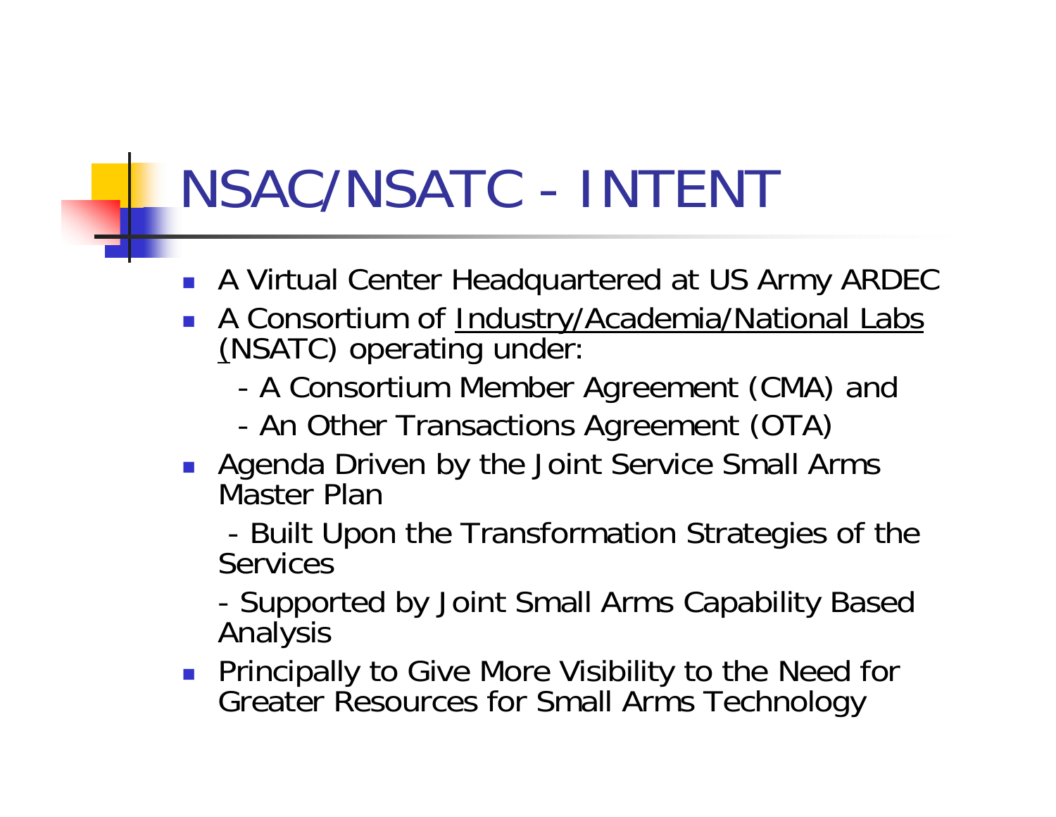# NSAC/NSATC - INTENT

- A Virtual Center Headquartered at US Army ARDEC
- A Consortium of Industry/Academia/National Labs (NSATC) operating under:
  - A Consortium Member Agreement (CMA) and
  - An Other Transactions Agreement (OTA)
- Agenda Driven by the Joint Service Small Arms Master Plan
  - Built Upon the Transformation Strategies of the Services
  - Supported by Joint Small Arms Capability Based Analysis
- Principally to Give More Visibility to the Need for Greater Resources for Small Arms Technology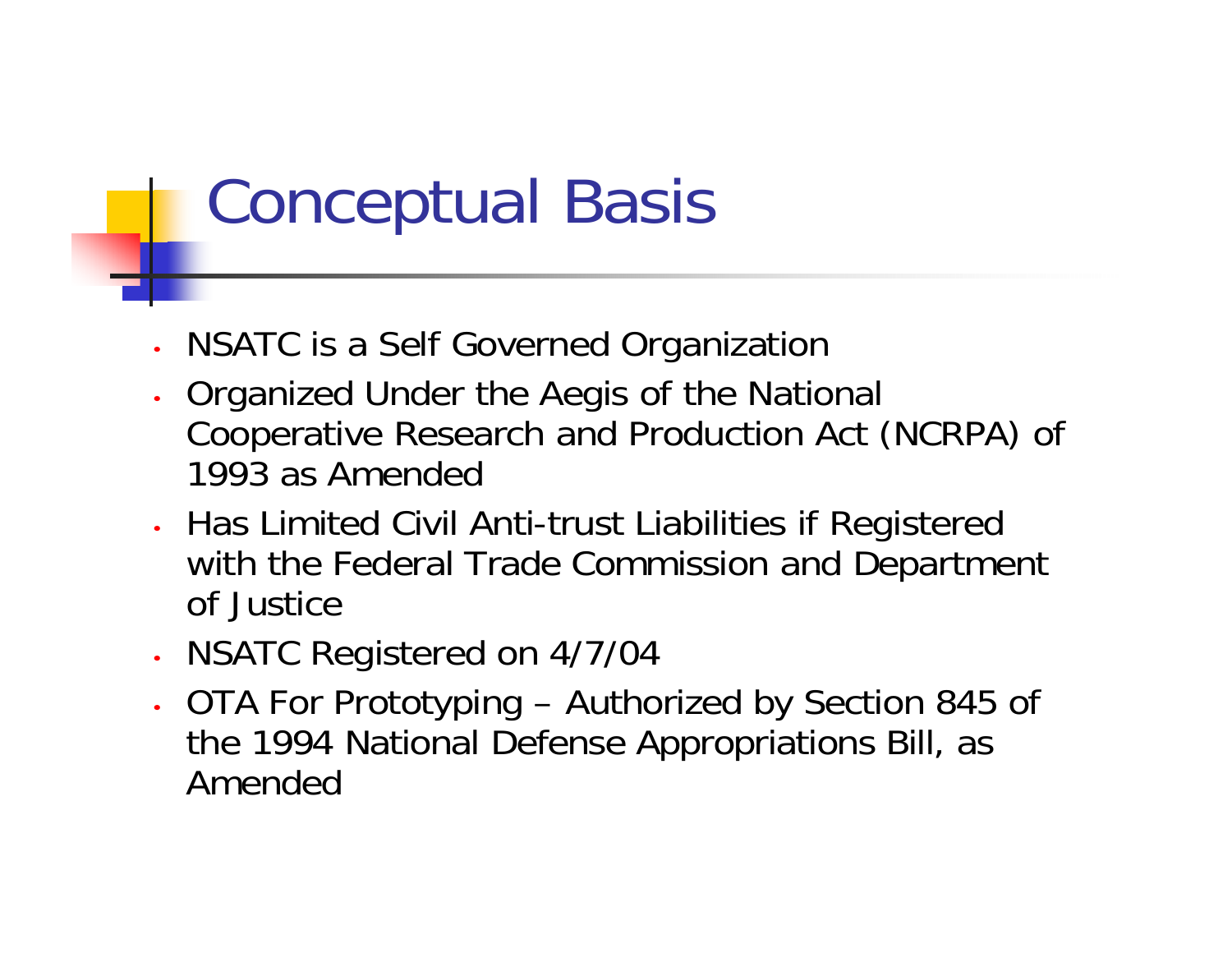# Conceptual Basis

- NSATC is a Self Governed Organization
- Organized Under the Aegis of the National Cooperative Research and Production Act (NCRPA) of 1993 as Amended
- Has Limited Civil Anti-trust Liabilities if Registered with the Federal Trade Commission and Department of Justice
- NSATC Registered on 4/7/04
- OTA For Prototyping – Authorized by Section 845 of the 1994 National Defense Appropriations Bill, as Amended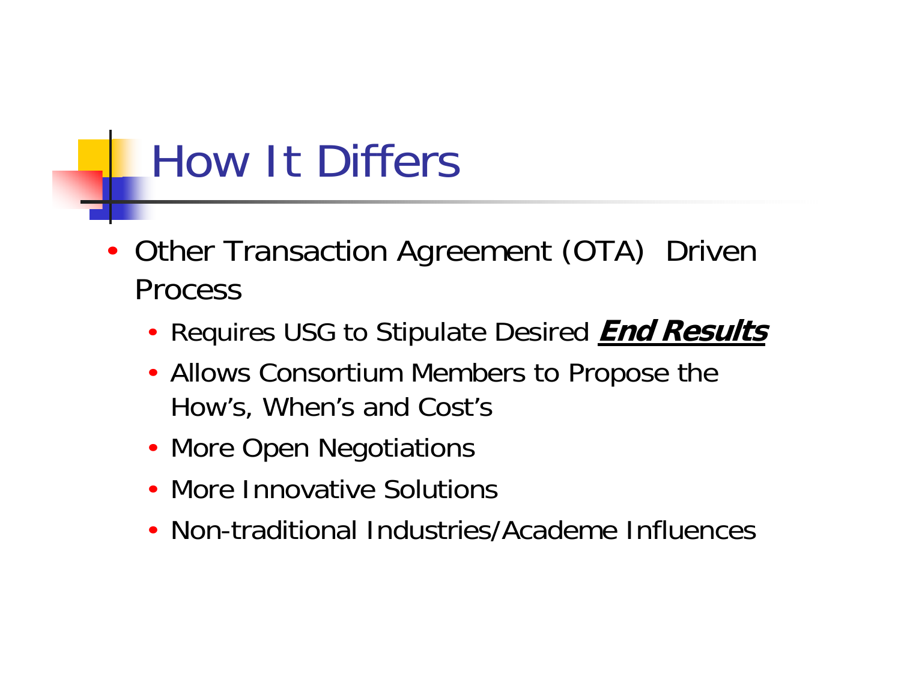# How It Differs

- Other Transaction Agreement (OTA) Driven Process
  - Requires USG to Stipulate Desired ***End Results***
  - Allows Consortium Members to Propose the How's, When's and Cost's
  - More Open Negotiations
  - More Innovative Solutions
  - Non-traditional Industries/Academe Influences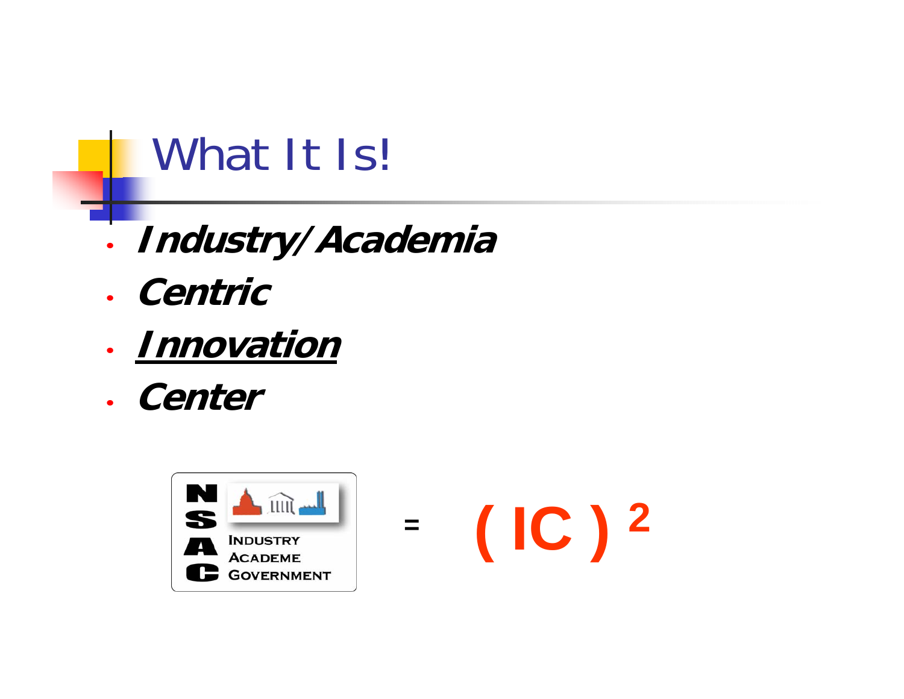# What It Is!

- ***Industry/Academia***
- ***Centric***
- ***<u>Innovation</u>***
- ***Center***

NSAC
INDUSTRY
ACADEME
GOVERNMENT

= $(\text{IC})^2$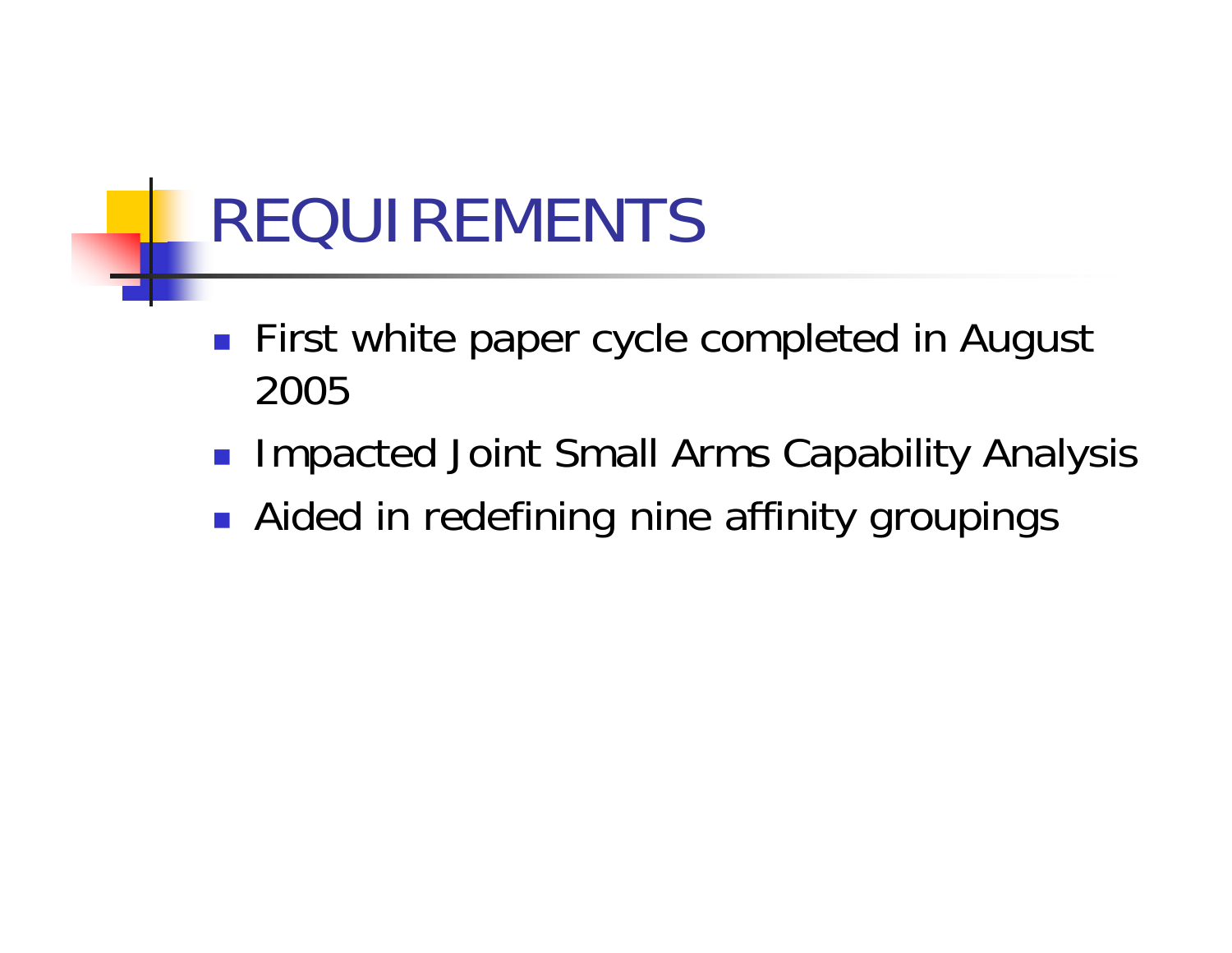# REQUIREMENTS

- First white paper cycle completed in August 2005
- Impacted Joint Small Arms Capability Analysis
- Aided in redefining nine affinity groupings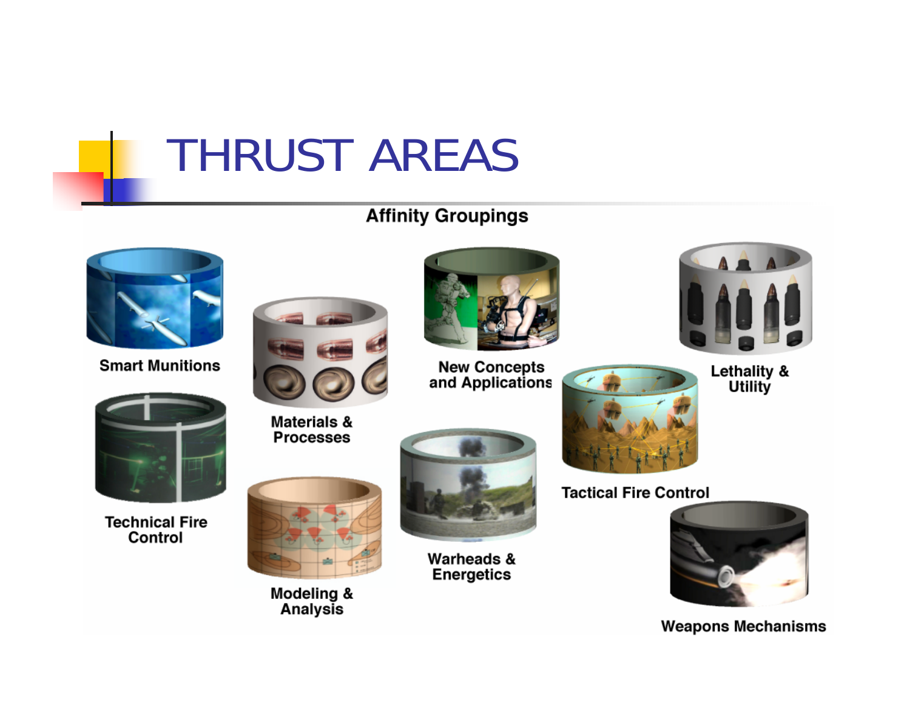# THRUST AREAS

**Affinity Groupings**

- Smart Munitions
- Materials & Processes
- New Concepts and Applications
- Lethality & Utility
- Technical Fire Control
- Tactical Fire Control
- Modeling & Analysis
- Warheads & Energetics
- Weapons Mechanisms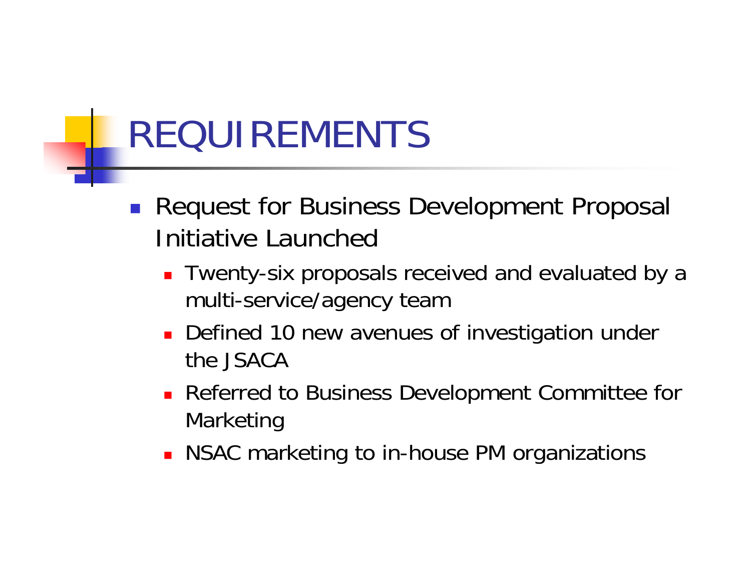# REQUIREMENTS

- Request for Business Development Proposal Initiative Launched
  - Twenty-six proposals received and evaluated by a multi-service/agency team
  - Defined 10 new avenues of investigation under the JSACA
  - Referred to Business Development Committee for Marketing
  - NSAC marketing to in-house PM organizations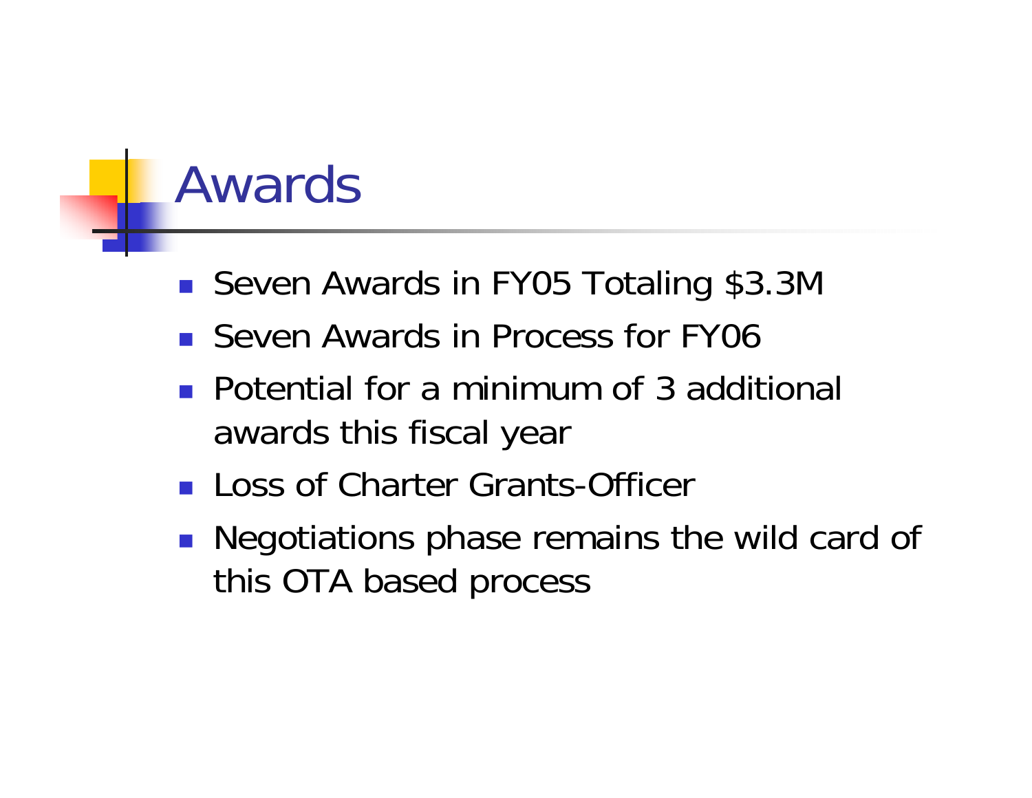# Awards

- Seven Awards in FY05 Totaling $3.3M
- Seven Awards in Process for FY06
- Potential for a minimum of 3 additional awards this fiscal year
- Loss of Charter Grants-Officer
- Negotiations phase remains the wild card of this OTA based process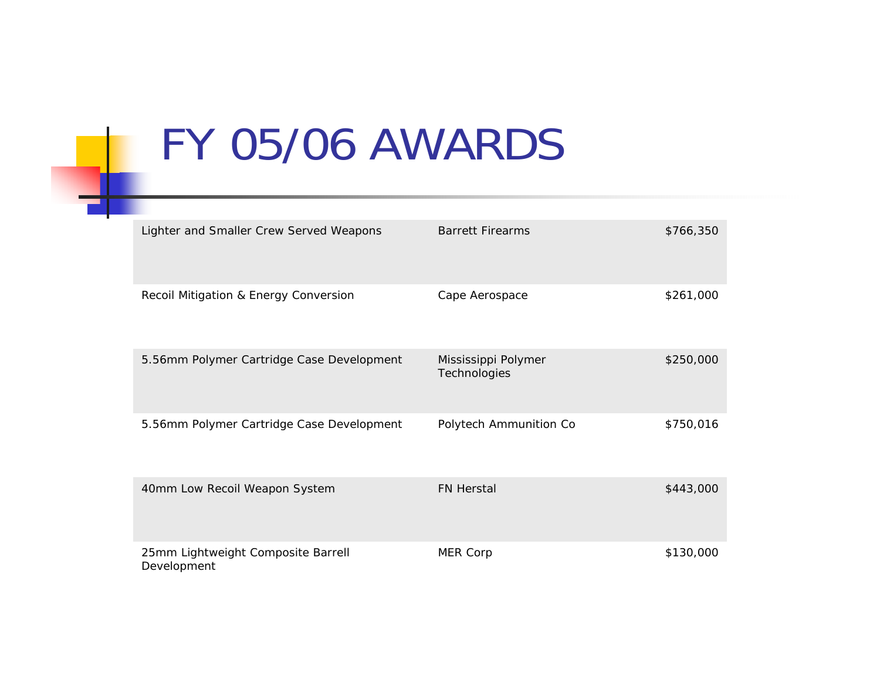# FY 05/06 AWARDS

| | | |
|---|---|---|
| Lighter and Smaller Crew Served Weapons | Barrett Firearms | $766,350 |
| Recoil Mitigation & Energy Conversion | Cape Aerospace | $261,000 |
| 5.56mm Polymer Cartridge Case Development | Mississippi Polymer Technologies | $250,000 |
| 5.56mm Polymer Cartridge Case Development | Polytech Ammunition Co | $750,016 |
| 40mm Low Recoil Weapon System | FN Herstal | $443,000 |
| 25mm Lightweight Composite Barrell Development | MER Corp | $130,000 |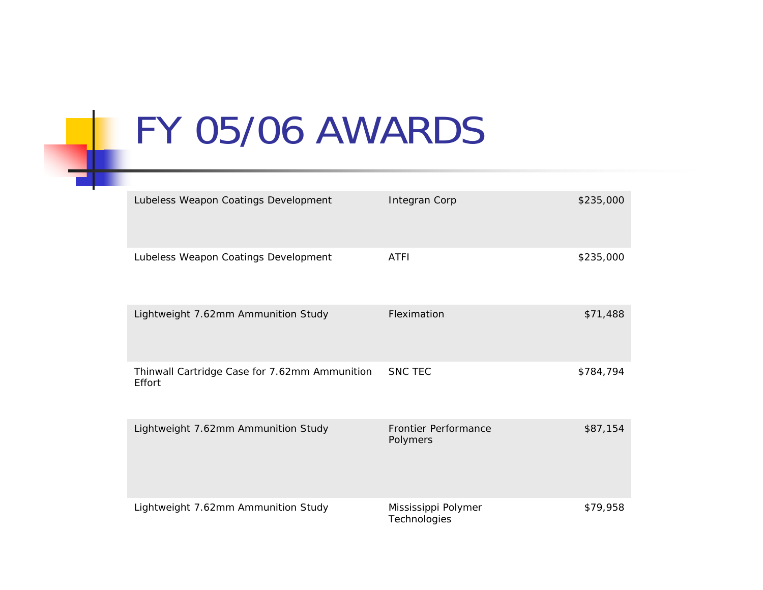# FY 05/06 AWARDS

| | | |
|---|---|---|
| Lubeless Weapon Coatings Development | Integran Corp | $235,000 |
| Lubeless Weapon Coatings Development | ATFI | $235,000 |
| Lightweight 7.62mm Ammunition Study | Fleximation | $71,488 |
| Thinwall Cartridge Case for 7.62mm Ammunition Effort | SNC TEC | $784,794 |
| Lightweight 7.62mm Ammunition Study | Frontier Performance Polymers | $87,154 |
| Lightweight 7.62mm Ammunition Study | Mississippi Polymer Technologies | $79,958 |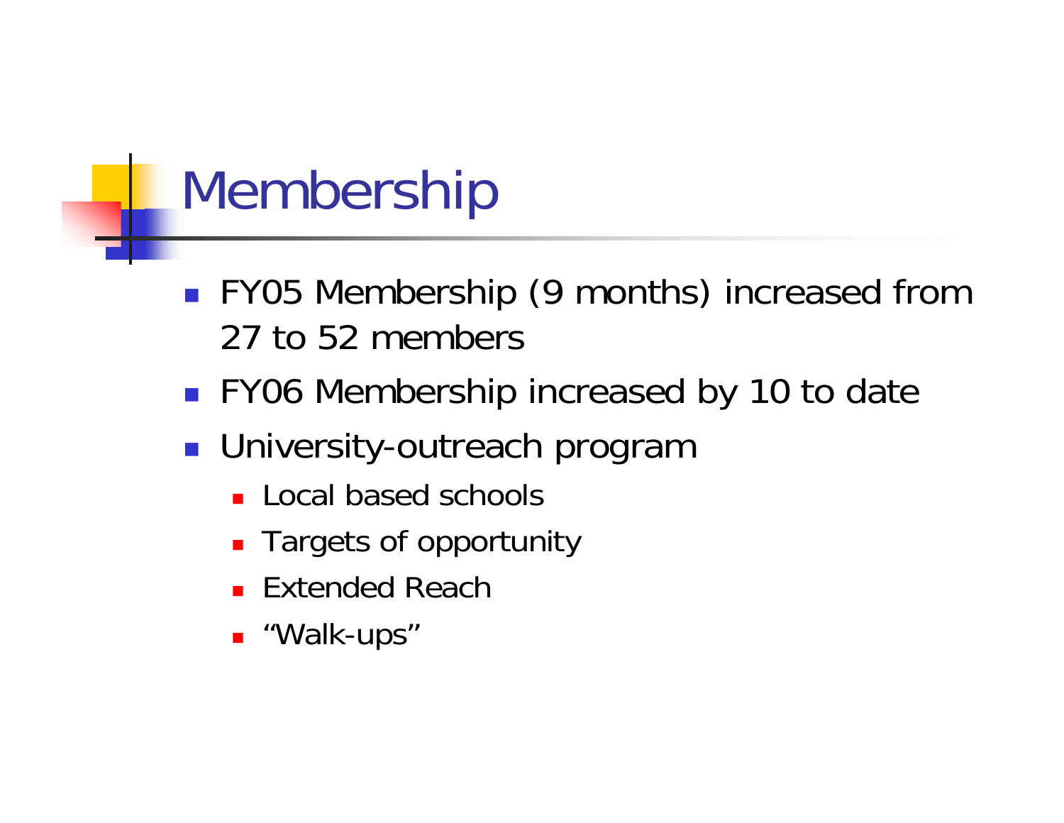# Membership

- FY05 Membership (9 months) increased from 27 to 52 members
- FY06 Membership increased by 10 to date
- University-outreach program
  - Local based schools
  - Targets of opportunity
  - Extended Reach
  - "Walk-ups"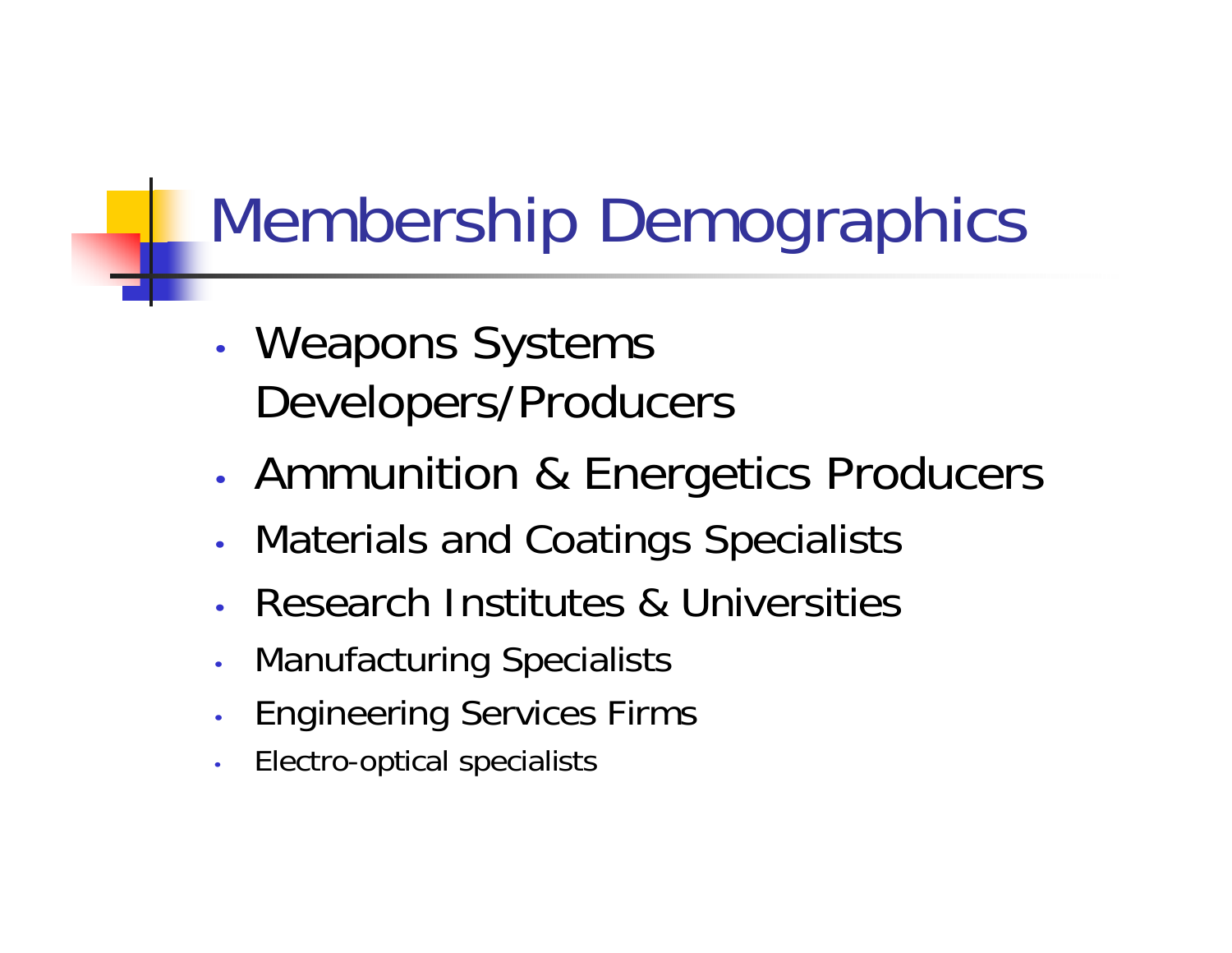# Membership Demographics

- Weapons Systems Developers/Producers
- Ammunition & Energetics Producers
- Materials and Coatings Specialists
- Research Institutes & Universities
- Manufacturing Specialists
- Engineering Services Firms
- Electro-optical specialists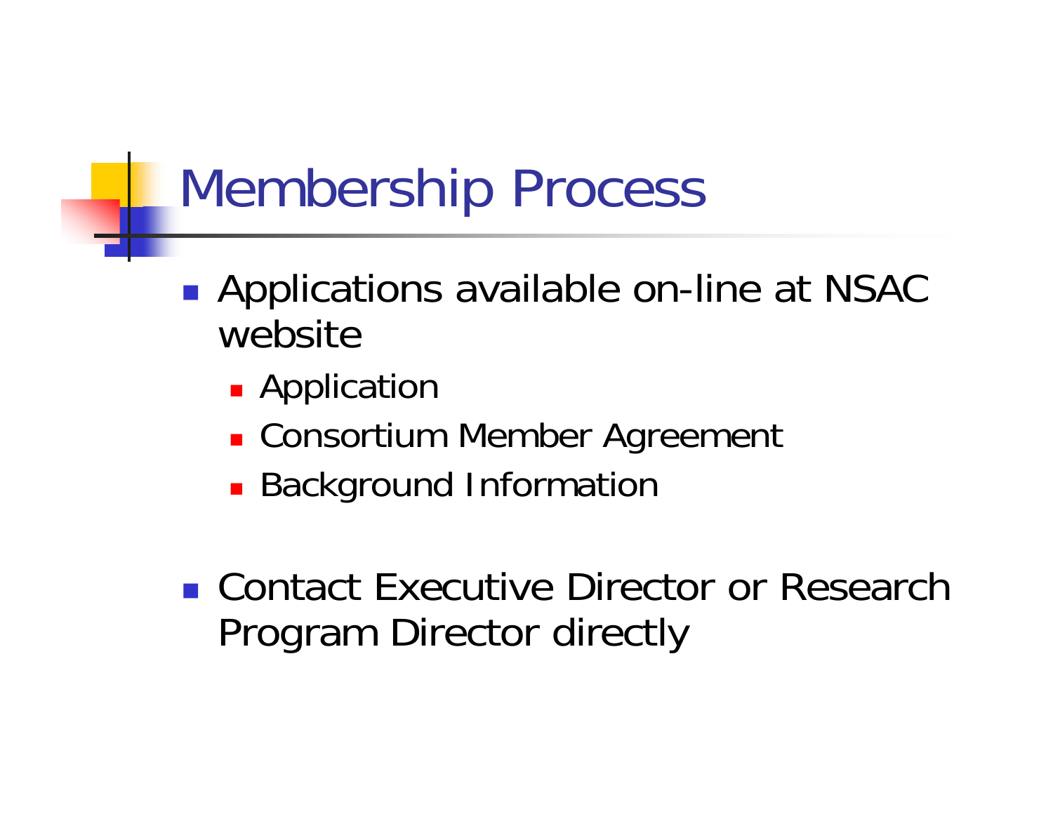# Membership Process

- Applications available on-line at NSAC website
  - Application
  - Consortium Member Agreement
  - Background Information
- Contact Executive Director or Research Program Director directly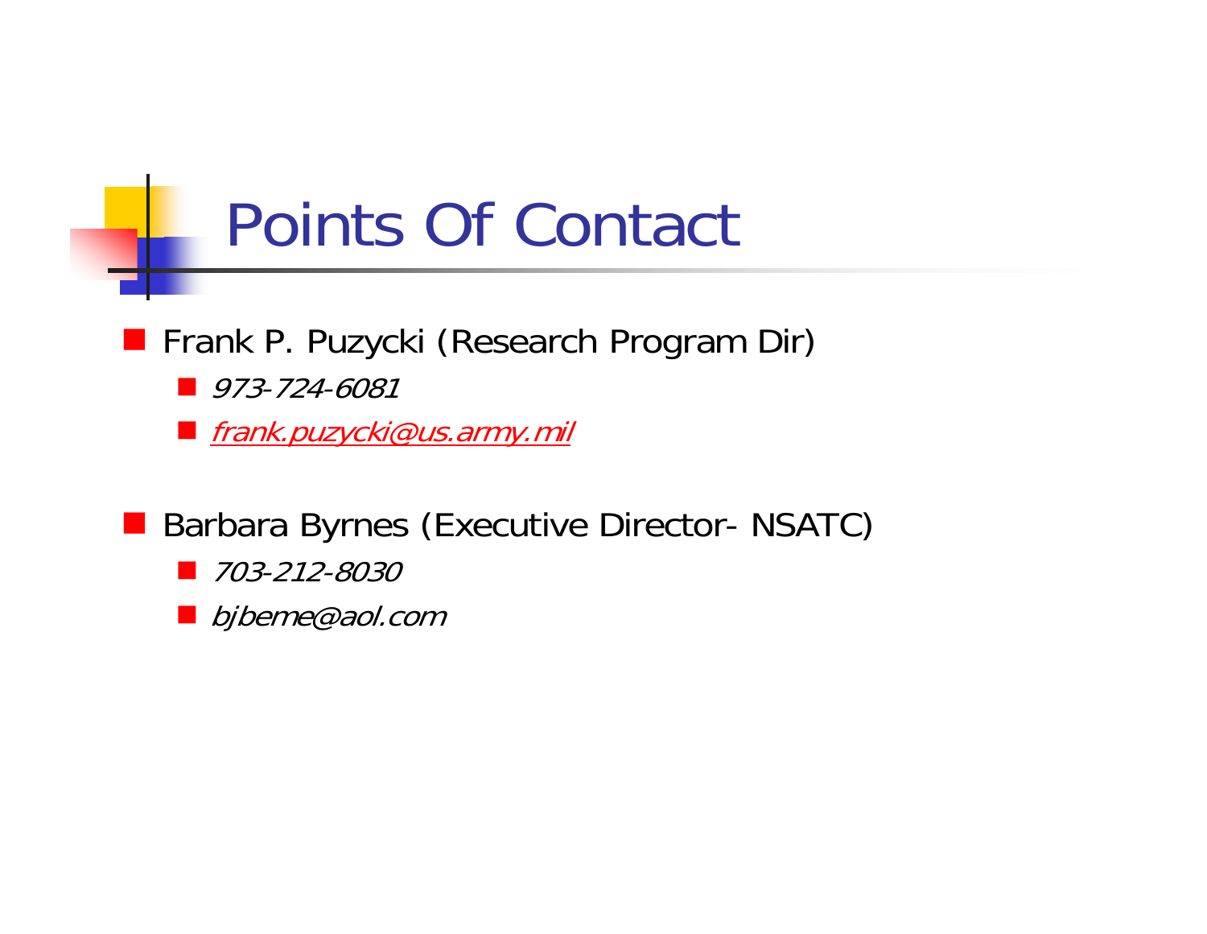# Points Of Contact

- Frank P. Puzycki (Research Program Dir)
  - *973-724-6081*
  - *frank.puzycki@us.army.mil*

- Barbara Byrnes (Executive Director- NSATC)
  - *703-212-8030*
  - *bjbeme@aol.com*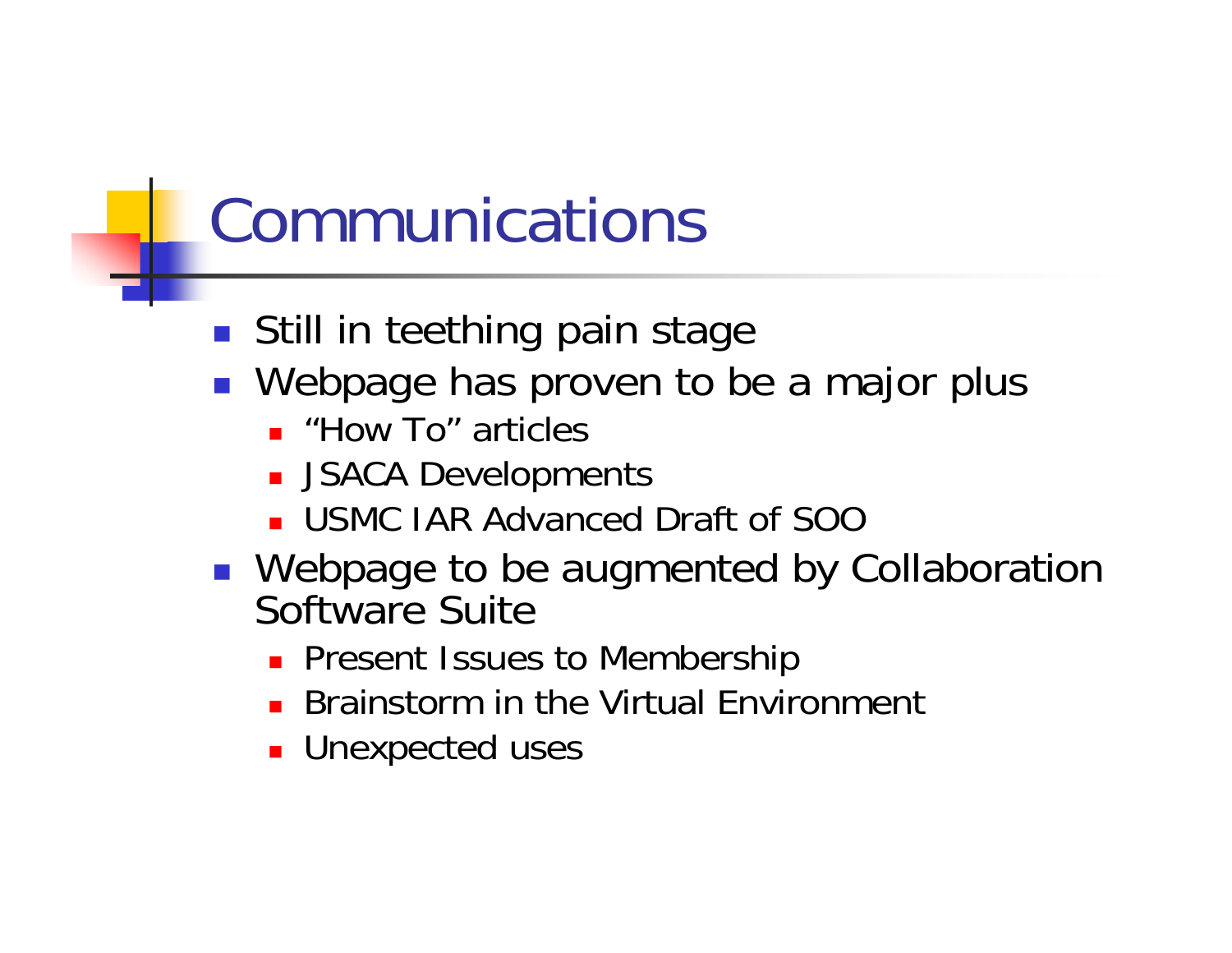# Communications

- Still in teething pain stage
- Webpage has proven to be a major plus
  - "How To" articles
  - JSACA Developments
  - USMC IAR Advanced Draft of SOO
- Webpage to be augmented by Collaboration Software Suite
  - Present Issues to Membership
  - Brainstorm in the Virtual Environment
  - Unexpected uses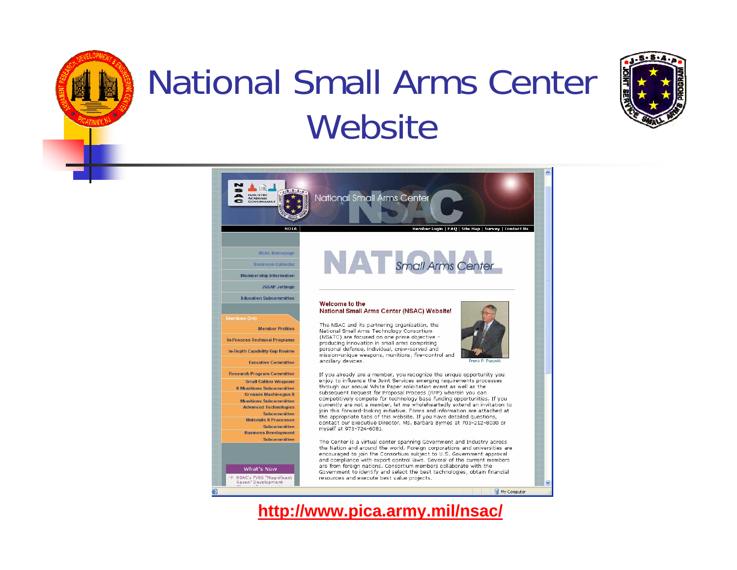# National Small Arms Center Website

National Small Arms Center

NSAC

NDIA

Member Login | FAQ | Site Map | Survey | Contact Us

- NSAC Homepage
- Business Calendar
- Membership Information
- JSSAP Jottings
- Education Subcommittee

Members Only

- Member Profiles
- In-Process Technical Programs
- In-Depth Capability Gap Review
- Executive Committee
- Research Program Committee
- Small Caliber Weapons & Munitions Subcommittee
- Grenade Machinegun & Munitions Subcommittee
- Advanced Technologies Subcommittee
- Materials & Processes Subcommittee
- Business Development Subcommittee

What's New

NSAC's FY06 "Magnificent Seven" Development

NATIONAL Small Arms Center

**Welcome to the National Small Arms Center (NSAC) Website!**

The NSAC and its partnering organization, the National Small Arms Technology Consortium (NSATC) are focused on one prime objective – producing innovation in small arms comprising personal defense, individual, crew-served and mission-unique weapons, munitions, fire-control and ancillary devices.

Frank P. Puzycki

If you already are a member, you recognize the unique opportunity you enjoy to influence the Joint Services emerging requirements processes through our annual White Paper solicitation event as well as the subsequent Request for Proposal Process (RFP) wherein you can competitively compete for technology base funding opportunities. If you currently are not a member, let me wholeheartedly extend an invitation to join this forward-looking initiative. Forms and information are attached at the appropriate tabs of this website. If you have detailed questions, contact our Executive Director, Ms. Barbara Bymes at 703-212-8030 or myself at 973-724-6081.

The Center is a virtual center spanning Government and Industry across the Nation and around the world. Foreign corporations and universities are encouraged to join the Consortium subject to U.S. Government approval and compliance with export control laws. Several of the current members are from foreign nations. Consortium members collaborate with the Government to identify and select the best technologies, obtain financial resources and execute best value projects.

**http://www.pica.army.mil/nsac/**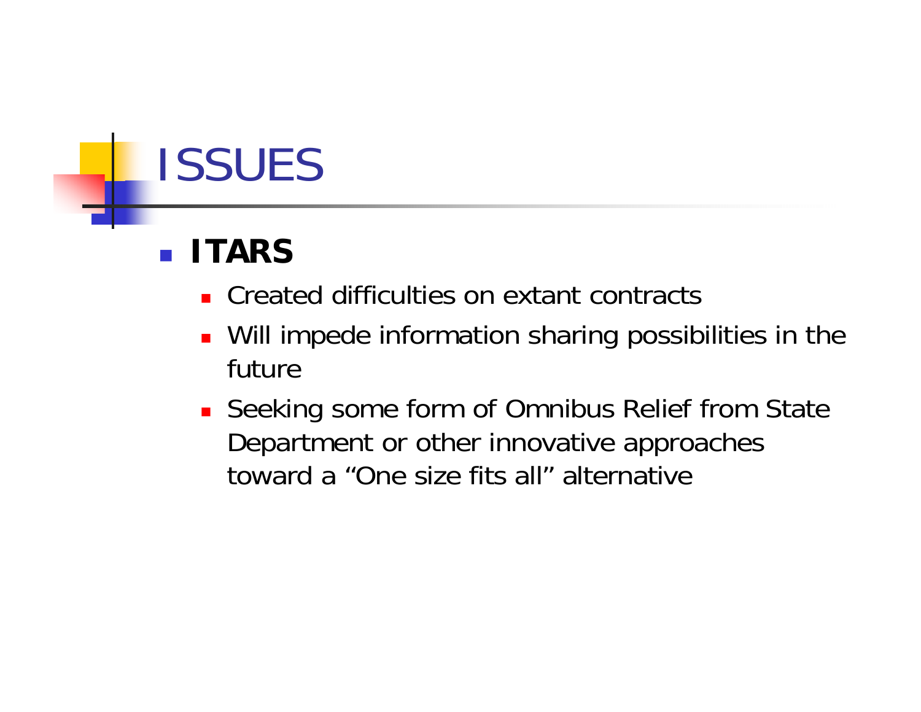# ISSUES

- **ITARS**
  - Created difficulties on extant contracts
  - Will impede information sharing possibilities in the future
  - Seeking some form of Omnibus Relief from State Department or other innovative approaches toward a “One size fits all” alternative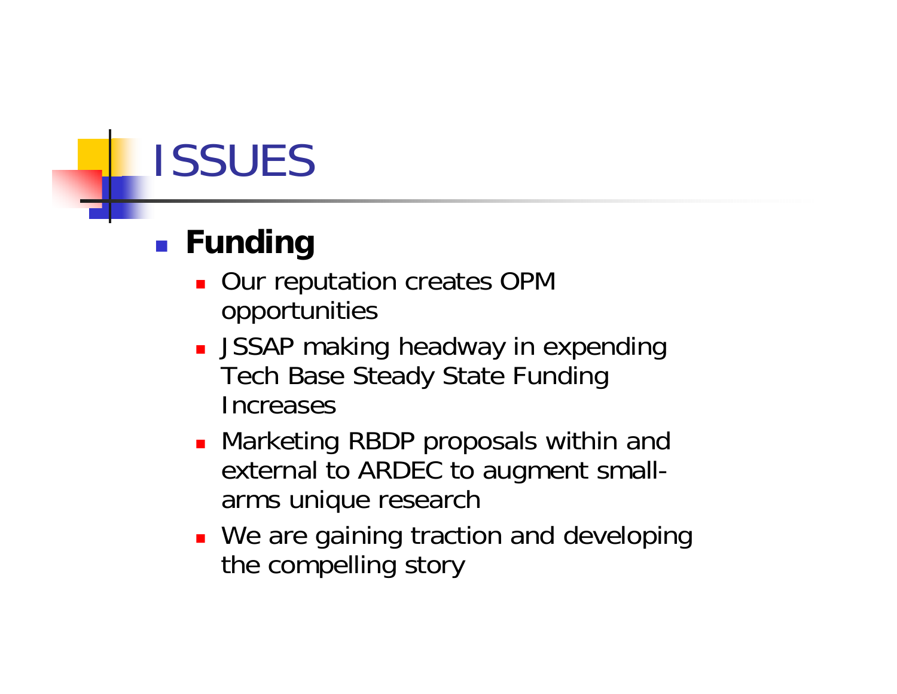# ISSUES

- **Funding**
  - Our reputation creates OPM opportunities
  - JSSAP making headway in expending Tech Base Steady State Funding Increases
  - Marketing RBDP proposals within and external to ARDEC to augment small-arms unique research
  - We are gaining traction and developing the compelling story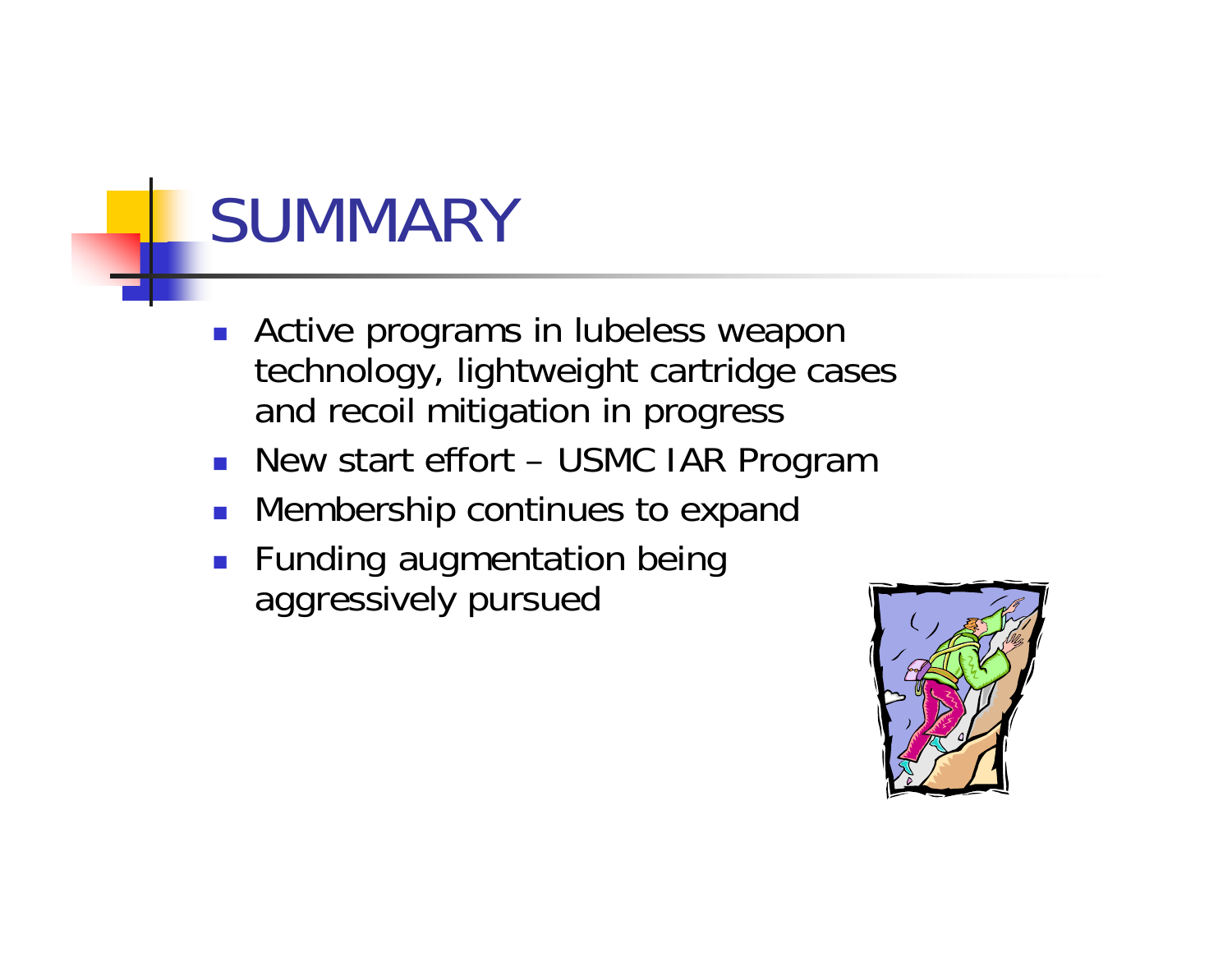# SUMMARY

- Active programs in lubeless weapon technology, lightweight cartridge cases and recoil mitigation in progress
- New start effort – USMC IAR Program
- Membership continues to expand
- Funding augmentation being aggressively pursued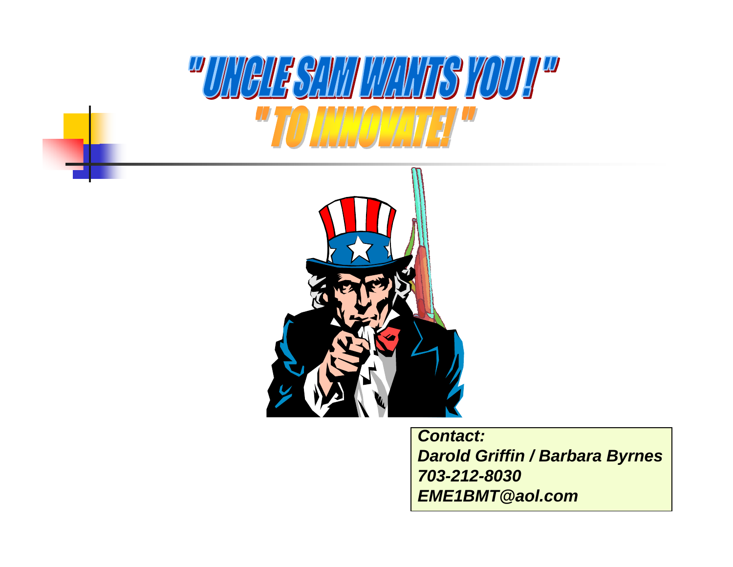# " UNCLE SAM WANTS YOU ! "
## " TO INNOVATE! "

***Contact:***
***Darold Griffin / Barbara Byrnes***
***703-212-8030***
***EME1BMT@aol.com***